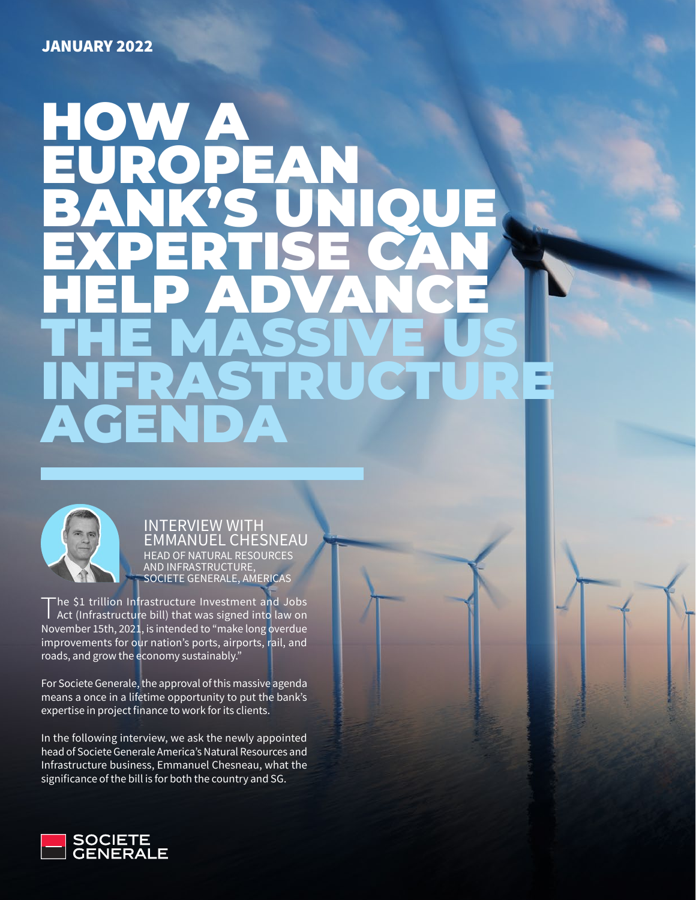JANUARY 2022

# HOW A EUROPEAN BANK'S UNIQUE EXPERTISE CAN HELP ADVANCE THE MASSIVE US INFRASTRUCTURE AGENDA

## INTERVIEW WITH EMMANUEL CHESNEAU

HEAD OF NATURAL RESOURCES AND INFRASTRUCTURE, SOCIETE GENERALE, AMERICAS

The $1 trillion Infrastructure Investment and Jobs Act (Infrastructure bill) that was signed into law on November 15th, 2021, is intended to "make long overdue improvements for our nation's ports, airports, rail, and roads, and grow the economy sustainably."

For Societe Generale, the approval of this massive agenda means a once in a lifetime opportunity to put the bank's expertise in project finance to work for its clients.

In the following interview, we ask the newly appointed head of Societe Generale America's Natural Resources and Infrastructure business, Emmanuel Chesneau, what the significance of the bill is for both the country and SG.

SOCIETE GENERALE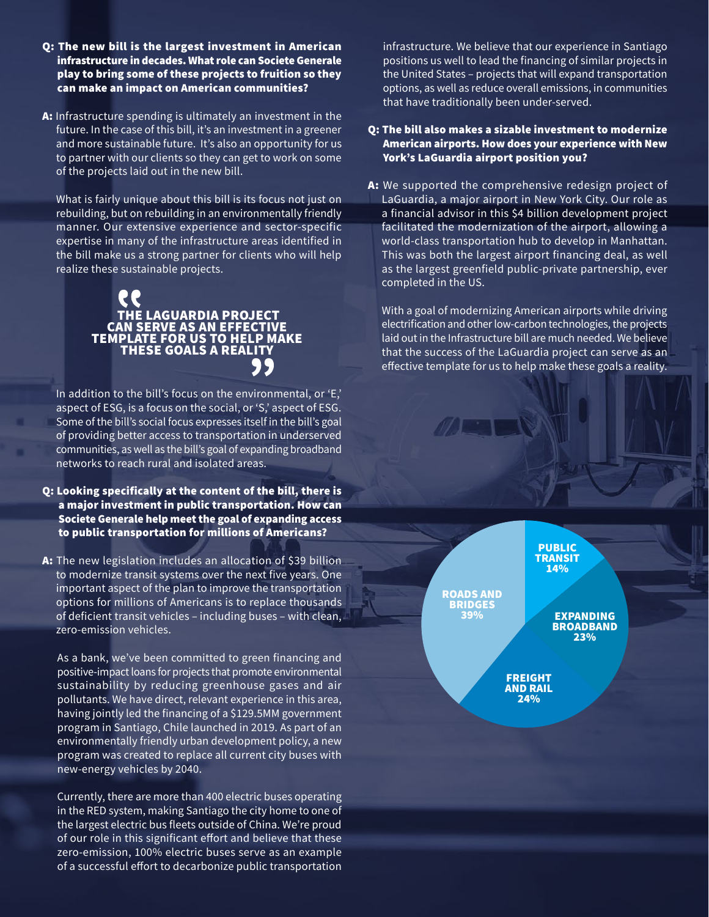**Q: The new bill is the largest investment in American infrastructure in decades. What role can Societe Generale play to bring some of these projects to fruition so they can make an impact on American communities?**

**A:** Infrastructure spending is ultimately an investment in the future. In the case of this bill, it's an investment in a greener and more sustainable future. It's also an opportunity for us to partner with our clients so they can get to work on some of the projects laid out in the new bill.

What is fairly unique about this bill is its focus not just on rebuilding, but on rebuilding in an environmentally friendly manner. Our extensive experience and sector-specific expertise in many of the infrastructure areas identified in the bill make us a strong partner for clients who will help realize these sustainable projects.

> **"THE LAGUARDIA PROJECT CAN SERVE AS AN EFFECTIVE TEMPLATE FOR US TO HELP MAKE THESE GOALS A REALITY"**

In addition to the bill's focus on the environmental, or 'E,' aspect of ESG, is a focus on the social, or 'S,' aspect of ESG. Some of the bill's social focus expresses itself in the bill's goal of providing better access to transportation in underserved communities, as well as the bill's goal of expanding broadband networks to reach rural and isolated areas.

**Q: Looking specifically at the content of the bill, there is a major investment in public transportation. How can Societe Generale help meet the goal of expanding access to public transportation for millions of Americans?**

**A:** The new legislation includes an allocation of $39 billion to modernize transit systems over the next five years. One important aspect of the plan to improve the transportation options for millions of Americans is to replace thousands of deficient transit vehicles – including buses – with clean, zero-emission vehicles.

As a bank, we've been committed to green financing and positive-impact loans for projects that promote environmental sustainability by reducing greenhouse gases and air pollutants. We have direct, relevant experience in this area, having jointly led the financing of a $129.5MM government program in Santiago, Chile launched in 2019. As part of an environmentally friendly urban development policy, a new program was created to replace all current city buses with new-energy vehicles by 2040.

Currently, there are more than 400 electric buses operating in the RED system, making Santiago the city home to one of the largest electric bus fleets outside of China. We're proud of our role in this significant effort and believe that these zero-emission, 100% electric buses serve as an example of a successful effort to decarbonize public transportation infrastructure. We believe that our experience in Santiago positions us well to lead the financing of similar projects in the United States – projects that will expand transportation options, as well as reduce overall emissions, in communities that have traditionally been under-served.

**Q: The bill also makes a sizable investment to modernize American airports. How does your experience with New York's LaGuardia airport position you?**

**A:** We supported the comprehensive redesign project of LaGuardia, a major airport in New York City. Our role as a financial advisor in this $4 billion development project facilitated the modernization of the airport, allowing a world-class transportation hub to develop in Manhattan. This was both the largest airport financing deal, as well as the largest greenfield public-private partnership, ever completed in the US.

With a goal of modernizing American airports while driving electrification and other low-carbon technologies, the projects laid out in the Infrastructure bill are much needed. We believe that the success of the LaGuardia project can serve as an effective template for us to help make these goals a reality.

| Category | Share |
|---|---|
| Public Transit | 14% |
| Expanding Broadband | 23% |
| Freight and Rail | 24% |
| Roads and Bridges | 39% |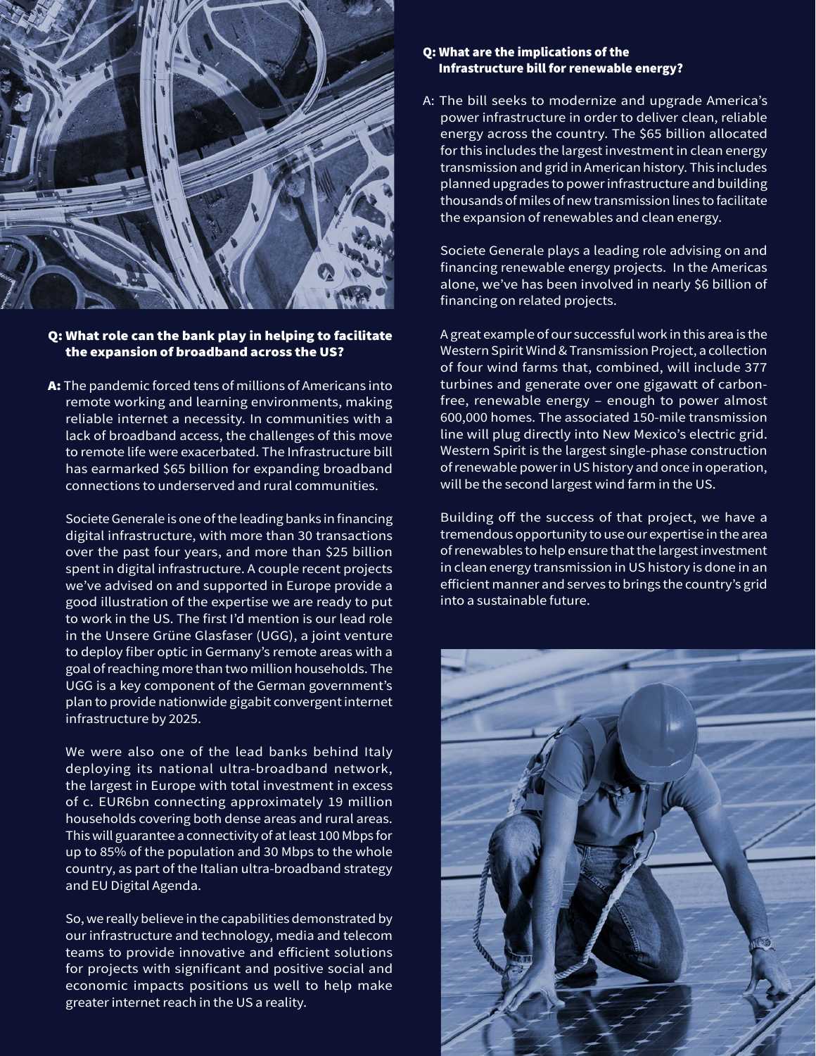**Q: What role can the bank play in helping to facilitate the expansion of broadband across the US?**

**A:** The pandemic forced tens of millions of Americans into remote working and learning environments, making reliable internet a necessity. In communities with a lack of broadband access, the challenges of this move to remote life were exacerbated. The Infrastructure bill has earmarked $65 billion for expanding broadband connections to underserved and rural communities.

Societe Generale is one of the leading banks in financing digital infrastructure, with more than 30 transactions over the past four years, and more than $25 billion spent in digital infrastructure. A couple recent projects we've advised on and supported in Europe provide a good illustration of the expertise we are ready to put to work in the US. The first I'd mention is our lead role in the Unsere Grüne Glasfaser (UGG), a joint venture to deploy fiber optic in Germany's remote areas with a goal of reaching more than two million households. The UGG is a key component of the German government's plan to provide nationwide gigabit convergent internet infrastructure by 2025.

We were also one of the lead banks behind Italy deploying its national ultra-broadband network, the largest in Europe with total investment in excess of c. EUR6bn connecting approximately 19 million households covering both dense areas and rural areas. This will guarantee a connectivity of at least 100 Mbps for up to 85% of the population and 30 Mbps to the whole country, as part of the Italian ultra-broadband strategy and EU Digital Agenda.

So, we really believe in the capabilities demonstrated by our infrastructure and technology, media and telecom teams to provide innovative and efficient solutions for projects with significant and positive social and economic impacts positions us well to help make greater internet reach in the US a reality.

**Q: What are the implications of the Infrastructure bill for renewable energy?**

A: The bill seeks to modernize and upgrade America's power infrastructure in order to deliver clean, reliable energy across the country. The $65 billion allocated for this includes the largest investment in clean energy transmission and grid in American history. This includes planned upgrades to power infrastructure and building thousands of miles of new transmission lines to facilitate the expansion of renewables and clean energy.

Societe Generale plays a leading role advising on and financing renewable energy projects. In the Americas alone, we've has been involved in nearly $6 billion of financing on related projects.

A great example of our successful work in this area is the Western Spirit Wind & Transmission Project, a collection of four wind farms that, combined, will include 377 turbines and generate over one gigawatt of carbon-free, renewable energy – enough to power almost 600,000 homes. The associated 150-mile transmission line will plug directly into New Mexico's electric grid. Western Spirit is the largest single-phase construction of renewable power in US history and once in operation, will be the second largest wind farm in the US.

Building off the success of that project, we have a tremendous opportunity to use our expertise in the area of renewables to help ensure that the largest investment in clean energy transmission in US history is done in an efficient manner and serves to brings the country's grid into a sustainable future.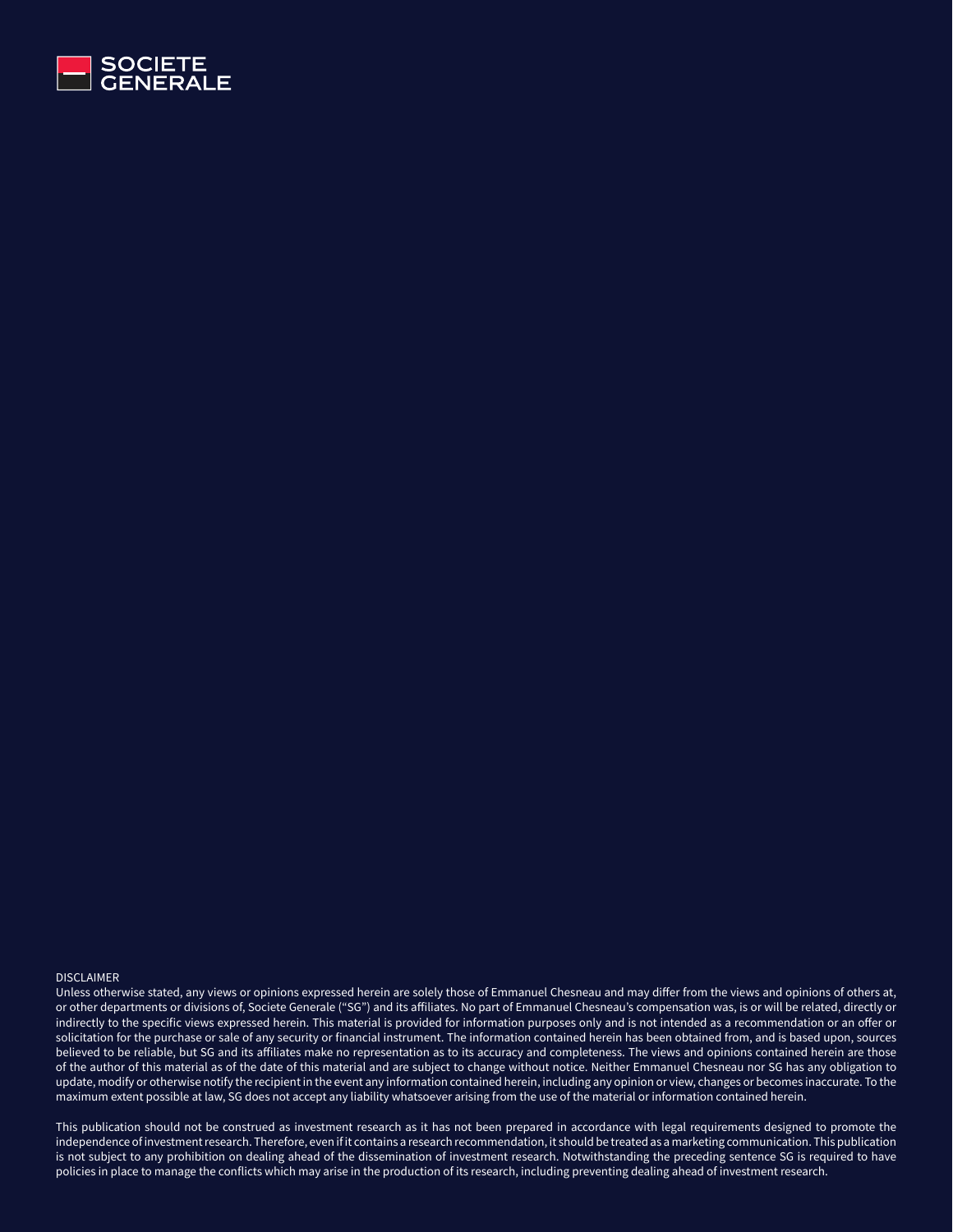SOCIETE GENERALE

DISCLAIMER

Unless otherwise stated, any views or opinions expressed herein are solely those of Emmanuel Chesneau and may differ from the views and opinions of others at, or other departments or divisions of, Societe Generale ("SG") and its affiliates. No part of Emmanuel Chesneau's compensation was, is or will be related, directly or indirectly to the specific views expressed herein. This material is provided for information purposes only and is not intended as a recommendation or an offer or solicitation for the purchase or sale of any security or financial instrument. The information contained herein has been obtained from, and is based upon, sources believed to be reliable, but SG and its affiliates make no representation as to its accuracy and completeness. The views and opinions contained herein are those of the author of this material as of the date of this material and are subject to change without notice. Neither Emmanuel Chesneau nor SG has any obligation to update, modify or otherwise notify the recipient in the event any information contained herein, including any opinion or view, changes or becomes inaccurate. To the maximum extent possible at law, SG does not accept any liability whatsoever arising from the use of the material or information contained herein.

This publication should not be construed as investment research as it has not been prepared in accordance with legal requirements designed to promote the independence of investment research. Therefore, even if it contains a research recommendation, it should be treated as a marketing communication. This publication is not subject to any prohibition on dealing ahead of the dissemination of investment research. Notwithstanding the preceding sentence SG is required to have policies in place to manage the conflicts which may arise in the production of its research, including preventing dealing ahead of investment research.